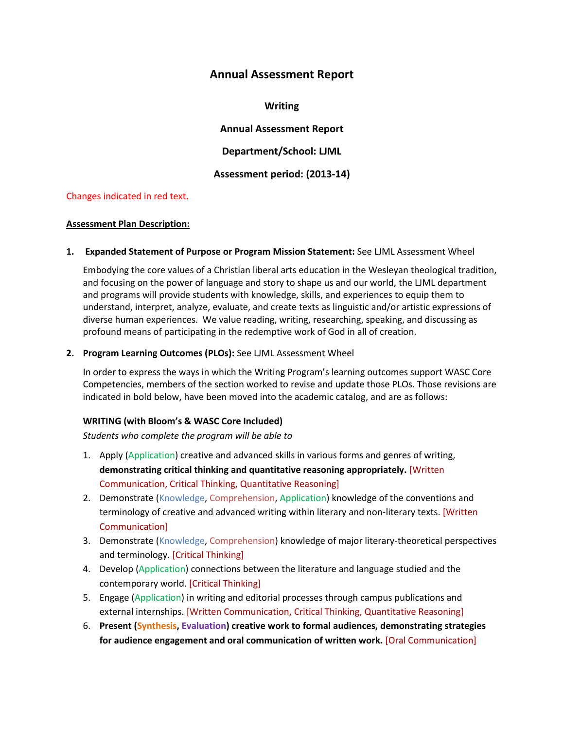# Annual Assessment Report

**Writing**

**Annual Assessment Report**

**Department/School: LJML**

**Assessment period: (2013-14)**

Changes indicated in red text.

**Assessment Plan Description:**

1. **Expanded Statement of Purpose or Program Mission Statement:** See LJML Assessment Wheel

   Embodying the core values of a Christian liberal arts education in the Wesleyan theological tradition, and focusing on the power of language and story to shape us and our world, the LJML department and programs will provide students with knowledge, skills, and experiences to equip them to understand, interpret, analyze, evaluate, and create texts as linguistic and/or artistic expressions of diverse human experiences. We value reading, writing, researching, speaking, and discussing as profound means of participating in the redemptive work of God in all of creation.

2. **Program Learning Outcomes (PLOs):** See LJML Assessment Wheel

   In order to express the ways in which the Writing Program's learning outcomes support WASC Core Competencies, members of the section worked to revise and update those PLOs. Those revisions are indicated in bold below, have been moved into the academic catalog, and are as follows:

   **WRITING (with Bloom's & WASC Core Included)**

   *Students who complete the program will be able to*

   1. Apply (Application) creative and advanced skills in various forms and genres of writing, **demonstrating critical thinking and quantitative reasoning appropriately.** [Written Communication, Critical Thinking, Quantitative Reasoning]
   2. Demonstrate (Knowledge, Comprehension, Application) knowledge of the conventions and terminology of creative and advanced writing within literary and non-literary texts. [Written Communication]
   3. Demonstrate (Knowledge, Comprehension) knowledge of major literary-theoretical perspectives and terminology. [Critical Thinking]
   4. Develop (Application) connections between the literature and language studied and the contemporary world. [Critical Thinking]
   5. Engage (Application) in writing and editorial processes through campus publications and external internships. [Written Communication, Critical Thinking, Quantitative Reasoning]
   6. **Present (Synthesis, Evaluation) creative work to formal audiences, demonstrating strategies for audience engagement and oral communication of written work.** [Oral Communication]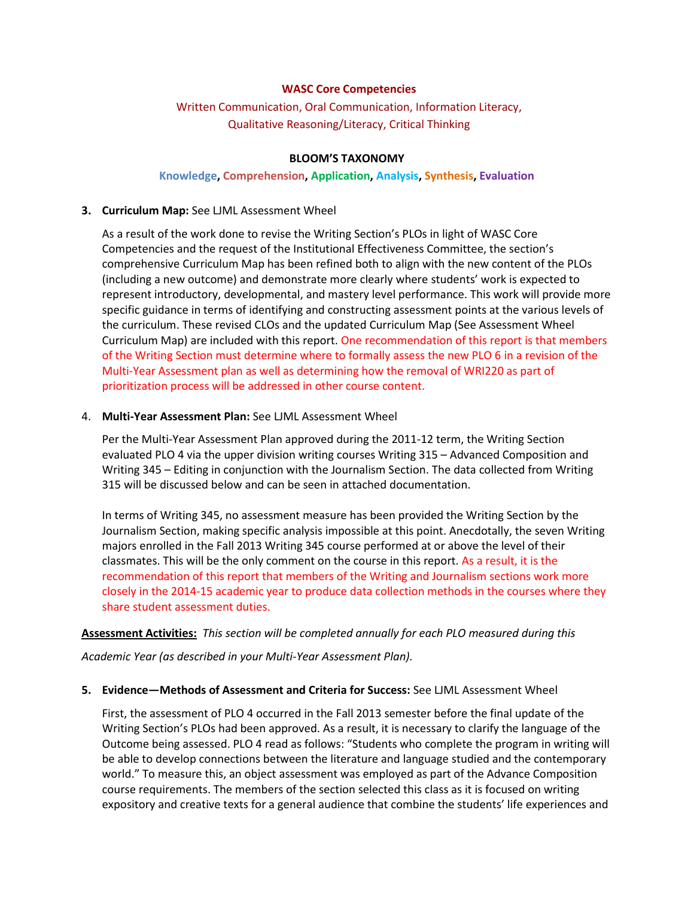**WASC Core Competencies**

Written Communication, Oral Communication, Information Literacy, Qualitative Reasoning/Literacy, Critical Thinking

**BLOOM'S TAXONOMY**

**Knowledge**, **Comprehension**, **Application**, **Analysis**, **Synthesis**, **Evaluation**

3. **Curriculum Map:** See LJML Assessment Wheel

   As a result of the work done to revise the Writing Section's PLOs in light of WASC Core Competencies and the request of the Institutional Effectiveness Committee, the section's comprehensive Curriculum Map has been refined both to align with the new content of the PLOs (including a new outcome) and demonstrate more clearly where students' work is expected to represent introductory, developmental, and mastery level performance. This work will provide more specific guidance in terms of identifying and constructing assessment points at the various levels of the curriculum. These revised CLOs and the updated Curriculum Map (See Assessment Wheel Curriculum Map) are included with this report. One recommendation of this report is that members of the Writing Section must determine where to formally assess the new PLO 6 in a revision of the Multi-Year Assessment plan as well as determining how the removal of WRI220 as part of prioritization process will be addressed in other course content.

4. **Multi-Year Assessment Plan:** See LJML Assessment Wheel

   Per the Multi-Year Assessment Plan approved during the 2011-12 term, the Writing Section evaluated PLO 4 via the upper division writing courses Writing 315 – Advanced Composition and Writing 345 – Editing in conjunction with the Journalism Section. The data collected from Writing 315 will be discussed below and can be seen in attached documentation.

   In terms of Writing 345, no assessment measure has been provided the Writing Section by the Journalism Section, making specific analysis impossible at this point. Anecdotally, the seven Writing majors enrolled in the Fall 2013 Writing 345 course performed at or above the level of their classmates. This will be the only comment on the course in this report. As a result, it is the recommendation of this report that members of the Writing and Journalism sections work more closely in the 2014-15 academic year to produce data collection methods in the courses where they share student assessment duties.

**<u>Assessment Activities:</u>** *This section will be completed annually for each PLO measured during this Academic Year (as described in your Multi-Year Assessment Plan).*

5. **Evidence—Methods of Assessment and Criteria for Success:** See LJML Assessment Wheel

   First, the assessment of PLO 4 occurred in the Fall 2013 semester before the final update of the Writing Section's PLOs had been approved. As a result, it is necessary to clarify the language of the Outcome being assessed. PLO 4 read as follows: "Students who complete the program in writing will be able to develop connections between the literature and language studied and the contemporary world." To measure this, an object assessment was employed as part of the Advance Composition course requirements. The members of the section selected this class as it is focused on writing expository and creative texts for a general audience that combine the students' life experiences and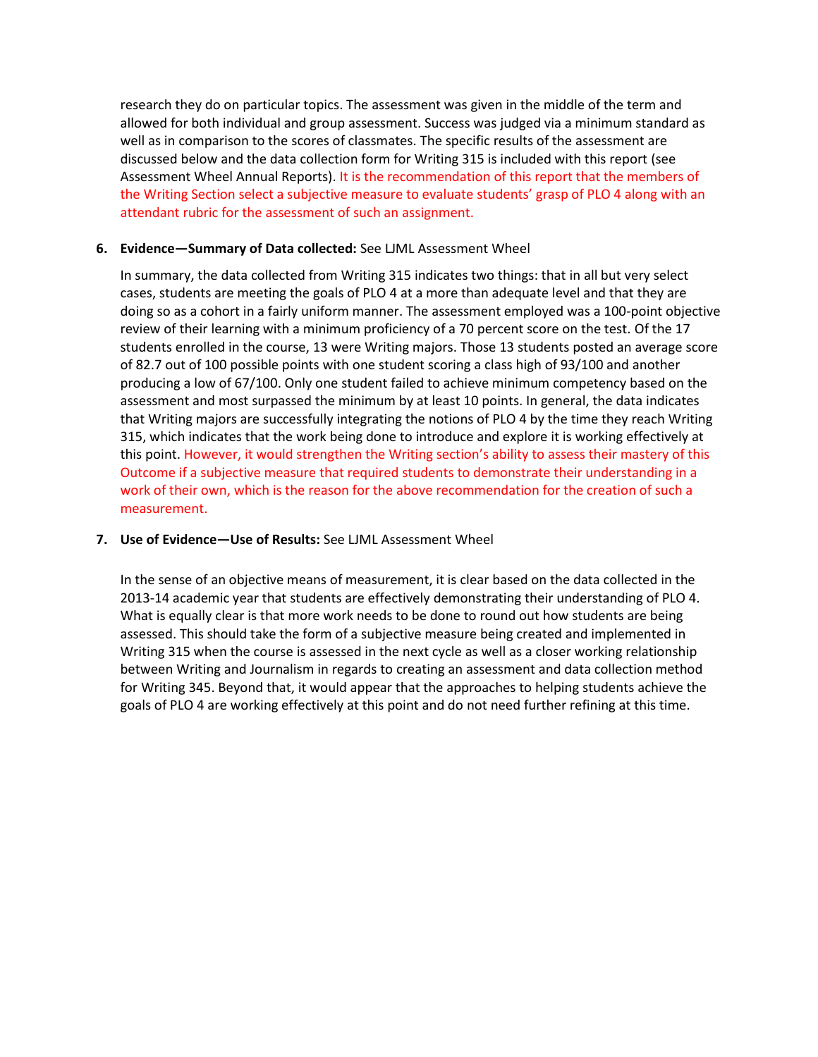research they do on particular topics. The assessment was given in the middle of the term and allowed for both individual and group assessment. Success was judged via a minimum standard as well as in comparison to the scores of classmates. The specific results of the assessment are discussed below and the data collection form for Writing 315 is included with this report (see Assessment Wheel Annual Reports). It is the recommendation of this report that the members of the Writing Section select a subjective measure to evaluate students' grasp of PLO 4 along with an attendant rubric for the assessment of such an assignment.

6. **Evidence—Summary of Data collected:** See LJML Assessment Wheel

   In summary, the data collected from Writing 315 indicates two things: that in all but very select cases, students are meeting the goals of PLO 4 at a more than adequate level and that they are doing so as a cohort in a fairly uniform manner. The assessment employed was a 100-point objective review of their learning with a minimum proficiency of a 70 percent score on the test. Of the 17 students enrolled in the course, 13 were Writing majors. Those 13 students posted an average score of 82.7 out of 100 possible points with one student scoring a class high of 93/100 and another producing a low of 67/100. Only one student failed to achieve minimum competency based on the assessment and most surpassed the minimum by at least 10 points. In general, the data indicates that Writing majors are successfully integrating the notions of PLO 4 by the time they reach Writing 315, which indicates that the work being done to introduce and explore it is working effectively at this point. However, it would strengthen the Writing section's ability to assess their mastery of this Outcome if a subjective measure that required students to demonstrate their understanding in a work of their own, which is the reason for the above recommendation for the creation of such a measurement.

7. **Use of Evidence—Use of Results:** See LJML Assessment Wheel

   In the sense of an objective means of measurement, it is clear based on the data collected in the 2013-14 academic year that students are effectively demonstrating their understanding of PLO 4. What is equally clear is that more work needs to be done to round out how students are being assessed. This should take the form of a subjective measure being created and implemented in Writing 315 when the course is assessed in the next cycle as well as a closer working relationship between Writing and Journalism in regards to creating an assessment and data collection method for Writing 345. Beyond that, it would appear that the approaches to helping students achieve the goals of PLO 4 are working effectively at this point and do not need further refining at this time.